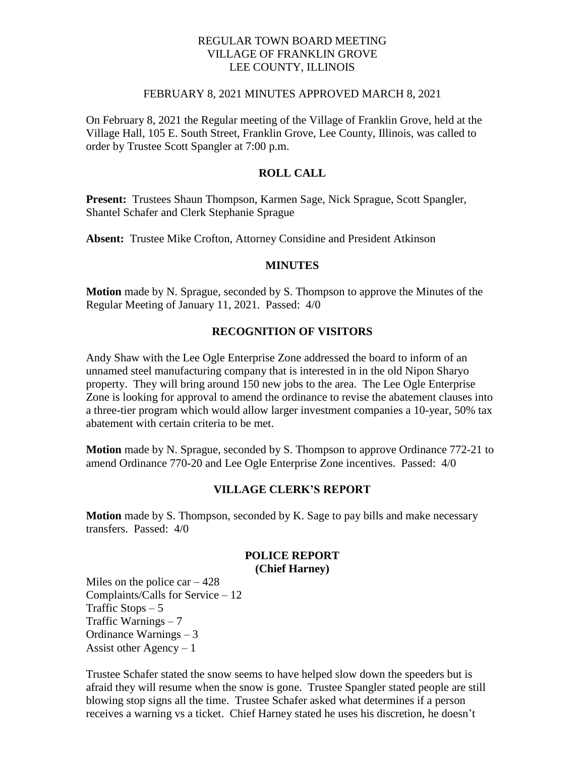# REGULAR TOWN BOARD MEETING
# VILLAGE OF FRANKLIN GROVE
# LEE COUNTY, ILLINOIS

FEBRUARY 8, 2021 MINUTES APPROVED MARCH 8, 2021

On February 8, 2021 the Regular meeting of the Village of Franklin Grove, held at the Village Hall, 105 E. South Street, Franklin Grove, Lee County, Illinois, was called to order by Trustee Scott Spangler at 7:00 p.m.

## ROLL CALL

**Present:** Trustees Shaun Thompson, Karmen Sage, Nick Sprague, Scott Spangler, Shantel Schafer and Clerk Stephanie Sprague

**Absent:** Trustee Mike Crofton, Attorney Considine and President Atkinson

## MINUTES

**Motion** made by N. Sprague, seconded by S. Thompson to approve the Minutes of the Regular Meeting of January 11, 2021. Passed: 4/0

## RECOGNITION OF VISITORS

Andy Shaw with the Lee Ogle Enterprise Zone addressed the board to inform of an unnamed steel manufacturing company that is interested in in the old Nipon Sharyo property. They will bring around 150 new jobs to the area. The Lee Ogle Enterprise Zone is looking for approval to amend the ordinance to revise the abatement clauses into a three-tier program which would allow larger investment companies a 10-year, 50% tax abatement with certain criteria to be met.

**Motion** made by N. Sprague, seconded by S. Thompson to approve Ordinance 772-21 to amend Ordinance 770-20 and Lee Ogle Enterprise Zone incentives. Passed: 4/0

## VILLAGE CLERK'S REPORT

**Motion** made by S. Thompson, seconded by K. Sage to pay bills and make necessary transfers. Passed: 4/0

## POLICE REPORT
## (Chief Harney)

Miles on the police car – 428
Complaints/Calls for Service – 12
Traffic Stops – 5
Traffic Warnings – 7
Ordinance Warnings – 3
Assist other Agency – 1

Trustee Schafer stated the snow seems to have helped slow down the speeders but is afraid they will resume when the snow is gone. Trustee Spangler stated people are still blowing stop signs all the time. Trustee Schafer asked what determines if a person receives a warning vs a ticket. Chief Harney stated he uses his discretion, he doesn't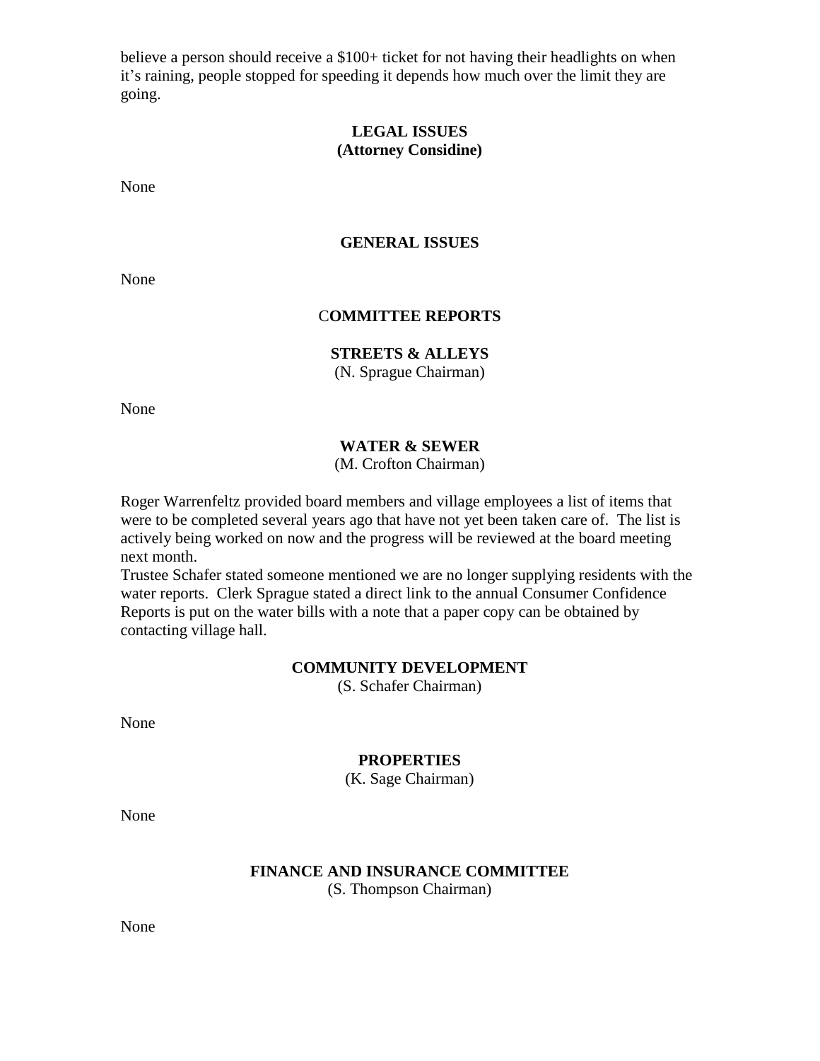believe a person should receive a $100+ ticket for not having their headlights on when it's raining, people stopped for speeding it depends how much over the limit they are going.

## LEGAL ISSUES
**(Attorney Considine)**

None

## GENERAL ISSUES

None

## COMMITTEE REPORTS

### STREETS & ALLEYS
(N. Sprague Chairman)

None

### WATER & SEWER
(M. Crofton Chairman)

Roger Warrenfeltz provided board members and village employees a list of items that were to be completed several years ago that have not yet been taken care of. The list is actively being worked on now and the progress will be reviewed at the board meeting next month.

Trustee Schafer stated someone mentioned we are no longer supplying residents with the water reports. Clerk Sprague stated a direct link to the annual Consumer Confidence Reports is put on the water bills with a note that a paper copy can be obtained by contacting village hall.

### COMMUNITY DEVELOPMENT
(S. Schafer Chairman)

None

### PROPERTIES
(K. Sage Chairman)

None

### FINANCE AND INSURANCE COMMITTEE
(S. Thompson Chairman)

None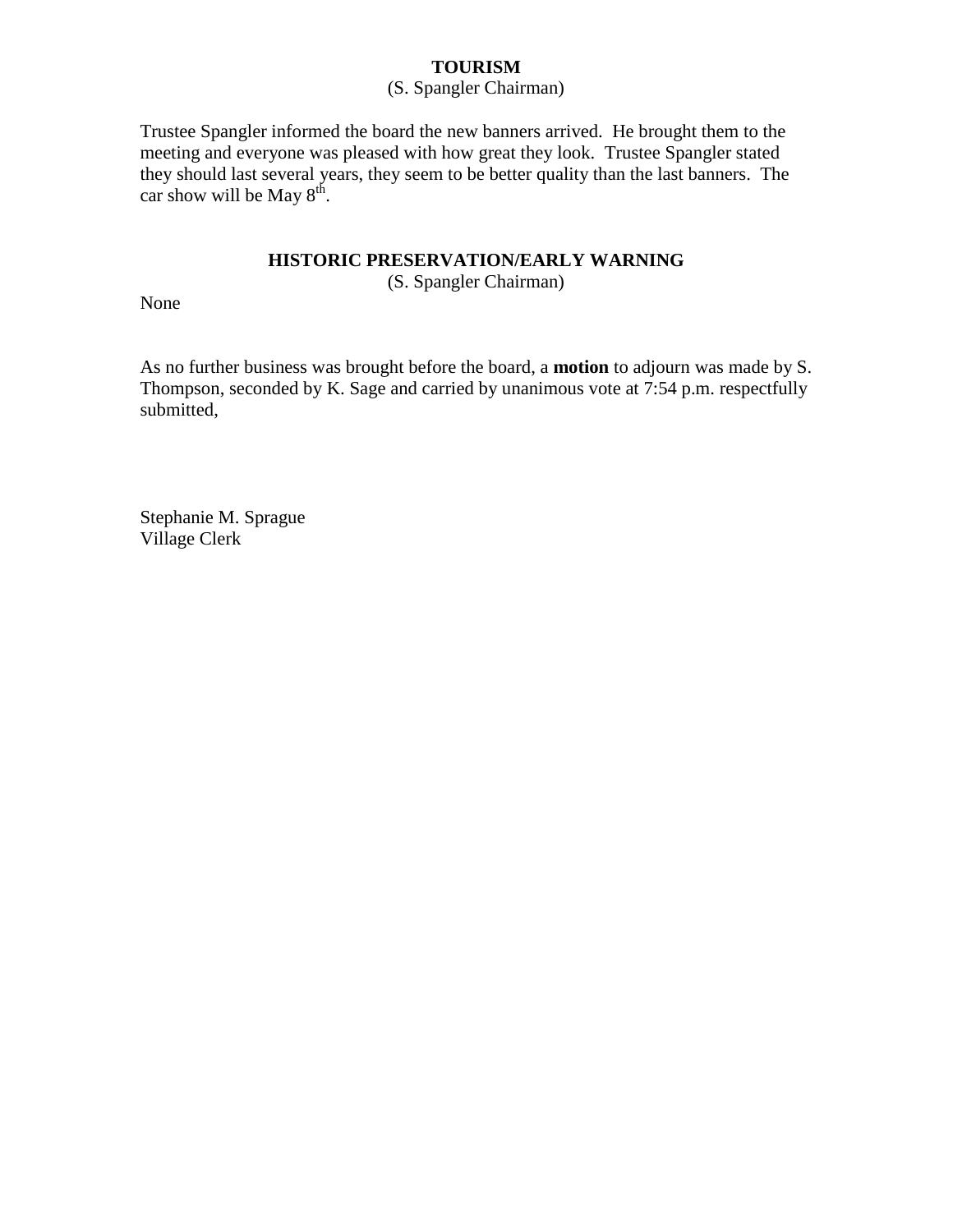## TOURISM

(S. Spangler Chairman)

Trustee Spangler informed the board the new banners arrived. He brought them to the meeting and everyone was pleased with how great they look. Trustee Spangler stated they should last several years, they seem to be better quality than the last banners. The car show will be May 8th.

## HISTORIC PRESERVATION/EARLY WARNING

(S. Spangler Chairman)

None

As no further business was brought before the board, a **motion** to adjourn was made by S. Thompson, seconded by K. Sage and carried by unanimous vote at 7:54 p.m. respectfully submitted,

Stephanie M. Sprague
Village Clerk